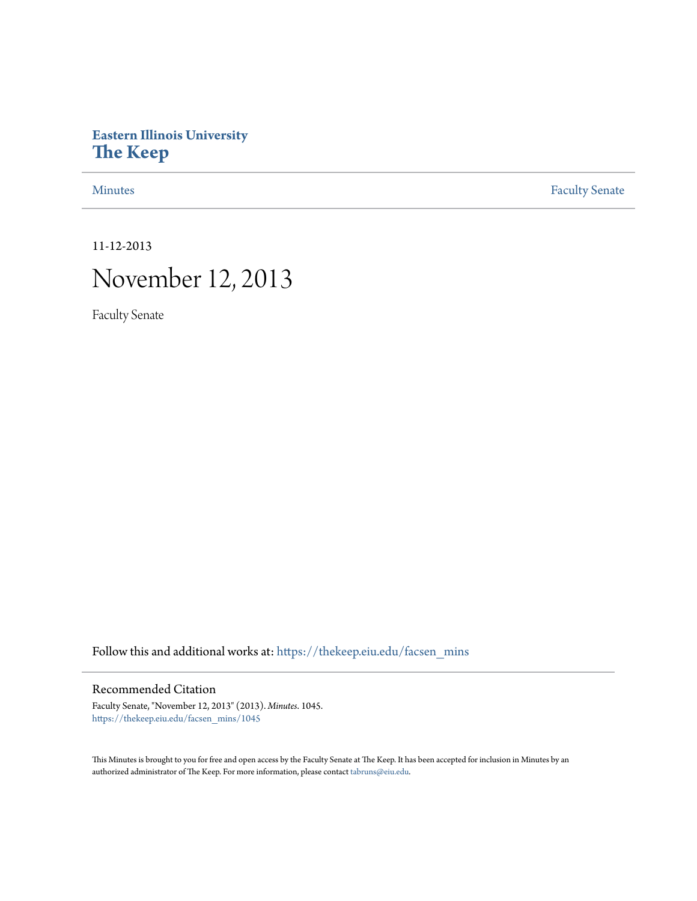**Eastern Illinois University**
# The Keep

Minutes | Faculty Senate

11-12-2013

# November 12, 2013

Faculty Senate

Follow this and additional works at: https://thekeep.eiu.edu/facsen_mins

## Recommended Citation

Faculty Senate, "November 12, 2013" (2013). *Minutes*. 1045.
https://thekeep.eiu.edu/facsen_mins/1045

This Minutes is brought to you for free and open access by the Faculty Senate at The Keep. It has been accepted for inclusion in Minutes by an authorized administrator of The Keep. For more information, please contact tabruns@eiu.edu.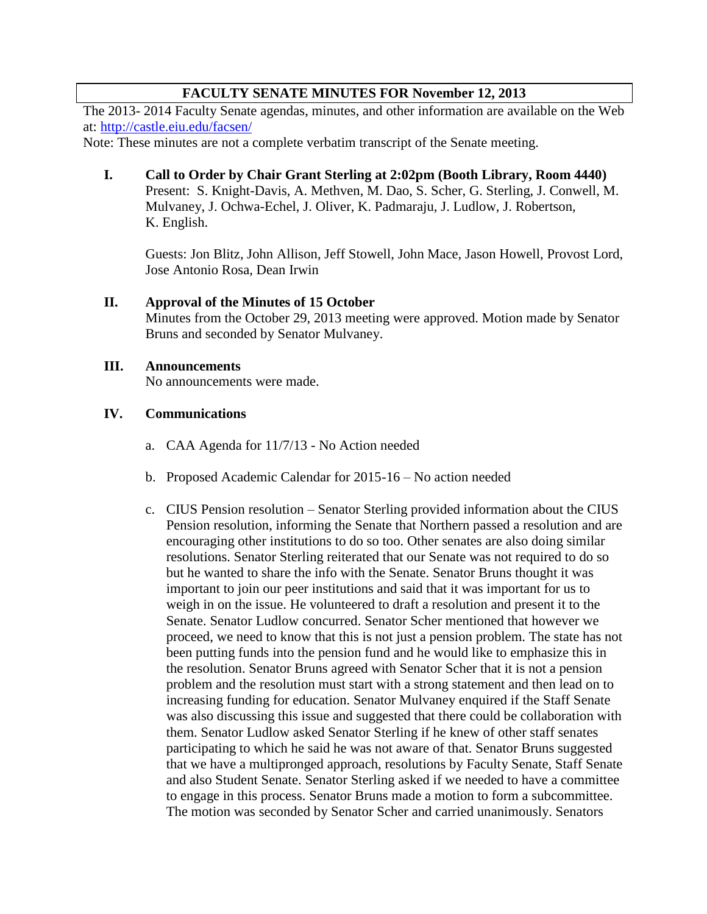## FACULTY SENATE MINUTES FOR November 12, 2013

The 2013- 2014 Faculty Senate agendas, minutes, and other information are available on the Web at: http://castle.eiu.edu/facsen/

Note: These minutes are not a complete verbatim transcript of the Senate meeting.

**I. Call to Order by Chair Grant Sterling at 2:02pm (Booth Library, Room 4440)**

Present: S. Knight-Davis, A. Methven, M. Dao, S. Scher, G. Sterling, J. Conwell, M. Mulvaney, J. Ochwa-Echel, J. Oliver, K. Padmaraju, J. Ludlow, J. Robertson, K. English.

Guests: Jon Blitz, John Allison, Jeff Stowell, John Mace, Jason Howell, Provost Lord, Jose Antonio Rosa, Dean Irwin

**II. Approval of the Minutes of 15 October**

Minutes from the October 29, 2013 meeting were approved. Motion made by Senator Bruns and seconded by Senator Mulvaney.

**III. Announcements**

No announcements were made.

**IV. Communications**

a. CAA Agenda for 11/7/13 - No Action needed

b. Proposed Academic Calendar for 2015-16 – No action needed

c. CIUS Pension resolution – Senator Sterling provided information about the CIUS Pension resolution, informing the Senate that Northern passed a resolution and are encouraging other institutions to do so too. Other senates are also doing similar resolutions. Senator Sterling reiterated that our Senate was not required to do so but he wanted to share the info with the Senate. Senator Bruns thought it was important to join our peer institutions and said that it was important for us to weigh in on the issue. He volunteered to draft a resolution and present it to the Senate. Senator Ludlow concurred. Senator Scher mentioned that however we proceed, we need to know that this is not just a pension problem. The state has not been putting funds into the pension fund and he would like to emphasize this in the resolution. Senator Bruns agreed with Senator Scher that it is not a pension problem and the resolution must start with a strong statement and then lead on to increasing funding for education. Senator Mulvaney enquired if the Staff Senate was also discussing this issue and suggested that there could be collaboration with them. Senator Ludlow asked Senator Sterling if he knew of other staff senates participating to which he said he was not aware of that. Senator Bruns suggested that we have a multipronged approach, resolutions by Faculty Senate, Staff Senate and also Student Senate. Senator Sterling asked if we needed to have a committee to engage in this process. Senator Bruns made a motion to form a subcommittee. The motion was seconded by Senator Scher and carried unanimously. Senators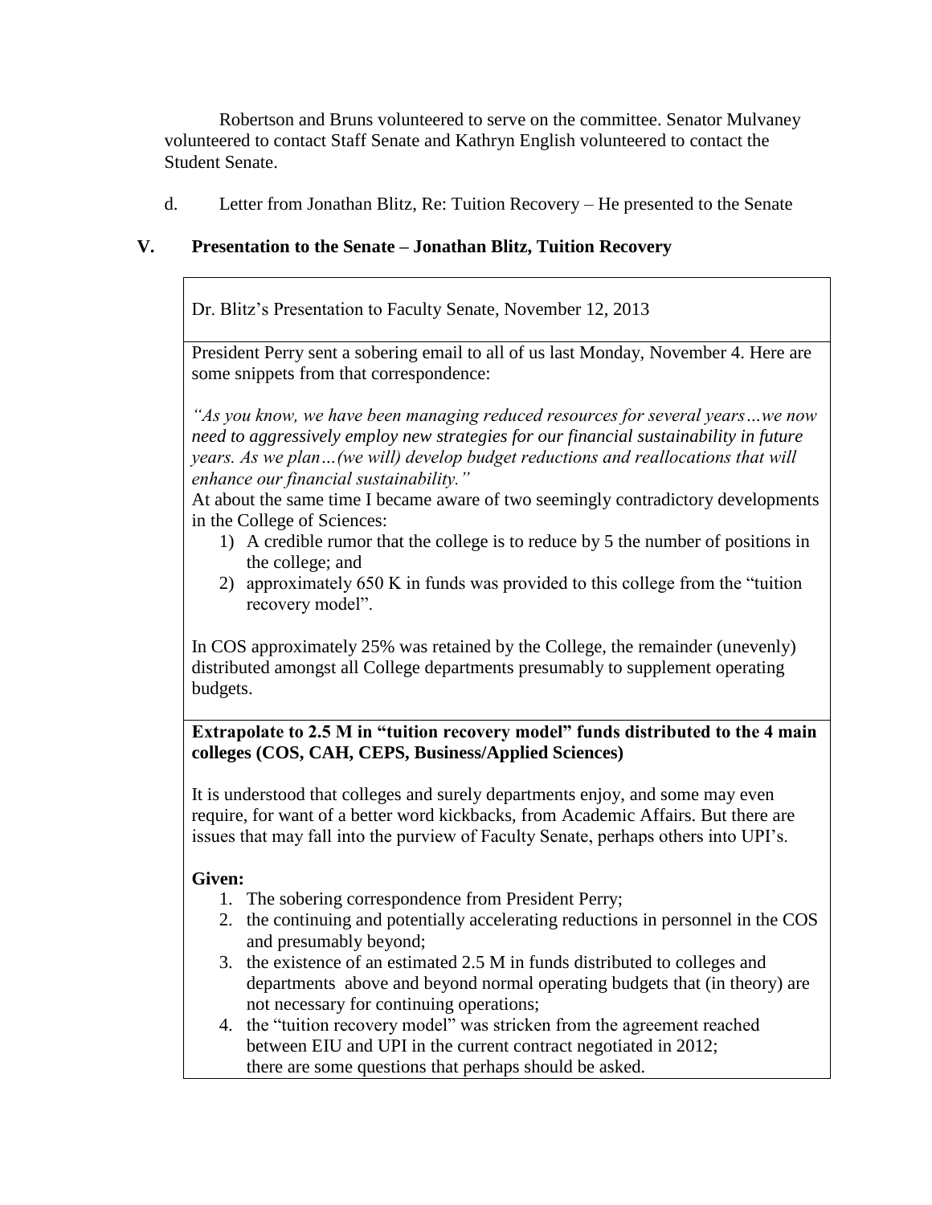Robertson and Bruns volunteered to serve on the committee. Senator Mulvaney volunteered to contact Staff Senate and Kathryn English volunteered to contact the Student Senate.

d. Letter from Jonathan Blitz, Re: Tuition Recovery – He presented to the Senate

## V. Presentation to the Senate – Jonathan Blitz, Tuition Recovery

Dr. Blitz's Presentation to Faculty Senate, November 12, 2013

President Perry sent a sobering email to all of us last Monday, November 4. Here are some snippets from that correspondence:

*"As you know, we have been managing reduced resources for several years…we now need to aggressively employ new strategies for our financial sustainability in future years. As we plan…(we will) develop budget reductions and reallocations that will enhance our financial sustainability."*

At about the same time I became aware of two seemingly contradictory developments in the College of Sciences:

1) A credible rumor that the college is to reduce by 5 the number of positions in the college; and
2) approximately 650 K in funds was provided to this college from the "tuition recovery model".

In COS approximately 25% was retained by the College, the remainder (unevenly) distributed amongst all College departments presumably to supplement operating budgets.

**Extrapolate to 2.5 M in "tuition recovery model" funds distributed to the 4 main colleges (COS, CAH, CEPS, Business/Applied Sciences)**

It is understood that colleges and surely departments enjoy, and some may even require, for want of a better word kickbacks, from Academic Affairs. But there are issues that may fall into the purview of Faculty Senate, perhaps others into UPI's.

**Given:**

1. The sobering correspondence from President Perry;
2. the continuing and potentially accelerating reductions in personnel in the COS and presumably beyond;
3. the existence of an estimated 2.5 M in funds distributed to colleges and departments above and beyond normal operating budgets that (in theory) are not necessary for continuing operations;
4. the "tuition recovery model" was stricken from the agreement reached between EIU and UPI in the current contract negotiated in 2012;

there are some questions that perhaps should be asked.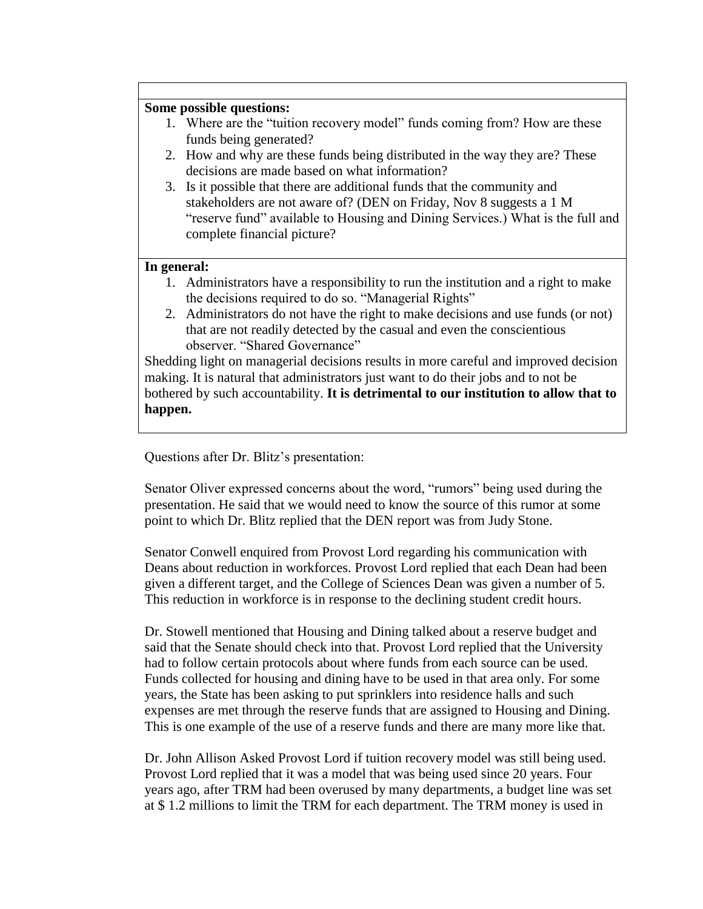**Some possible questions:**

1. Where are the "tuition recovery model" funds coming from? How are these funds being generated?
2. How and why are these funds being distributed in the way they are? These decisions are made based on what information?
3. Is it possible that there are additional funds that the community and stakeholders are not aware of? (DEN on Friday, Nov 8 suggests a 1 M "reserve fund" available to Housing and Dining Services.) What is the full and complete financial picture?

**In general:**

1. Administrators have a responsibility to run the institution and a right to make the decisions required to do so. "Managerial Rights"
2. Administrators do not have the right to make decisions and use funds (or not) that are not readily detected by the casual and even the conscientious observer. "Shared Governance"

Shedding light on managerial decisions results in more careful and improved decision making. It is natural that administrators just want to do their jobs and to not be bothered by such accountability. **It is detrimental to our institution to allow that to happen.**

Questions after Dr. Blitz's presentation:

Senator Oliver expressed concerns about the word, "rumors" being used during the presentation. He said that we would need to know the source of this rumor at some point to which Dr. Blitz replied that the DEN report was from Judy Stone.

Senator Conwell enquired from Provost Lord regarding his communication with Deans about reduction in workforces. Provost Lord replied that each Dean had been given a different target, and the College of Sciences Dean was given a number of 5. This reduction in workforce is in response to the declining student credit hours.

Dr. Stowell mentioned that Housing and Dining talked about a reserve budget and said that the Senate should check into that. Provost Lord replied that the University had to follow certain protocols about where funds from each source can be used. Funds collected for housing and dining have to be used in that area only. For some years, the State has been asking to put sprinklers into residence halls and such expenses are met through the reserve funds that are assigned to Housing and Dining. This is one example of the use of a reserve funds and there are many more like that.

Dr. John Allison Asked Provost Lord if tuition recovery model was still being used. Provost Lord replied that it was a model that was being used since 20 years. Four years ago, after TRM had been overused by many departments, a budget line was set at $ 1.2 millions to limit the TRM for each department. The TRM money is used in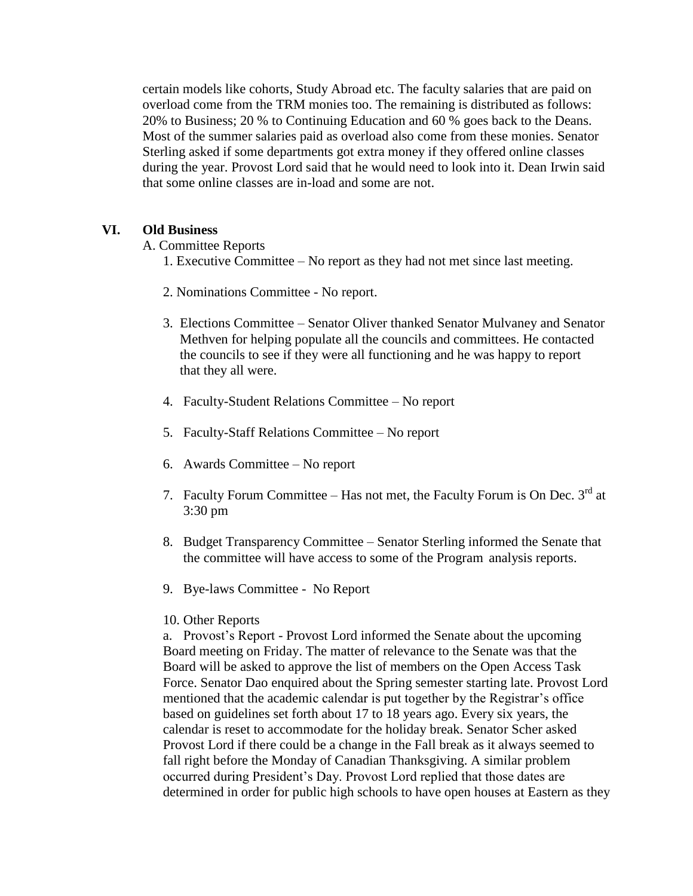certain models like cohorts, Study Abroad etc. The faculty salaries that are paid on overload come from the TRM monies too. The remaining is distributed as follows: 20% to Business; 20 % to Continuing Education and 60 % goes back to the Deans. Most of the summer salaries paid as overload also come from these monies. Senator Sterling asked if some departments got extra money if they offered online classes during the year. Provost Lord said that he would need to look into it. Dean Irwin said that some online classes are in-load and some are not.

## VI. Old Business

A. Committee Reports

1. Executive Committee – No report as they had not met since last meeting.
2. Nominations Committee - No report.
3. Elections Committee – Senator Oliver thanked Senator Mulvaney and Senator Methven for helping populate all the councils and committees. He contacted the councils to see if they were all functioning and he was happy to report that they all were.
4. Faculty-Student Relations Committee – No report
5. Faculty-Staff Relations Committee – No report
6. Awards Committee – No report
7. Faculty Forum Committee – Has not met, the Faculty Forum is On Dec. 3rd at 3:30 pm
8. Budget Transparency Committee – Senator Sterling informed the Senate that the committee will have access to some of the Program analysis reports.
9. Bye-laws Committee - No Report
10. Other Reports

a. Provost's Report - Provost Lord informed the Senate about the upcoming Board meeting on Friday. The matter of relevance to the Senate was that the Board will be asked to approve the list of members on the Open Access Task Force. Senator Dao enquired about the Spring semester starting late. Provost Lord mentioned that the academic calendar is put together by the Registrar's office based on guidelines set forth about 17 to 18 years ago. Every six years, the calendar is reset to accommodate for the holiday break. Senator Scher asked Provost Lord if there could be a change in the Fall break as it always seemed to fall right before the Monday of Canadian Thanksgiving. A similar problem occurred during President's Day. Provost Lord replied that those dates are determined in order for public high schools to have open houses at Eastern as they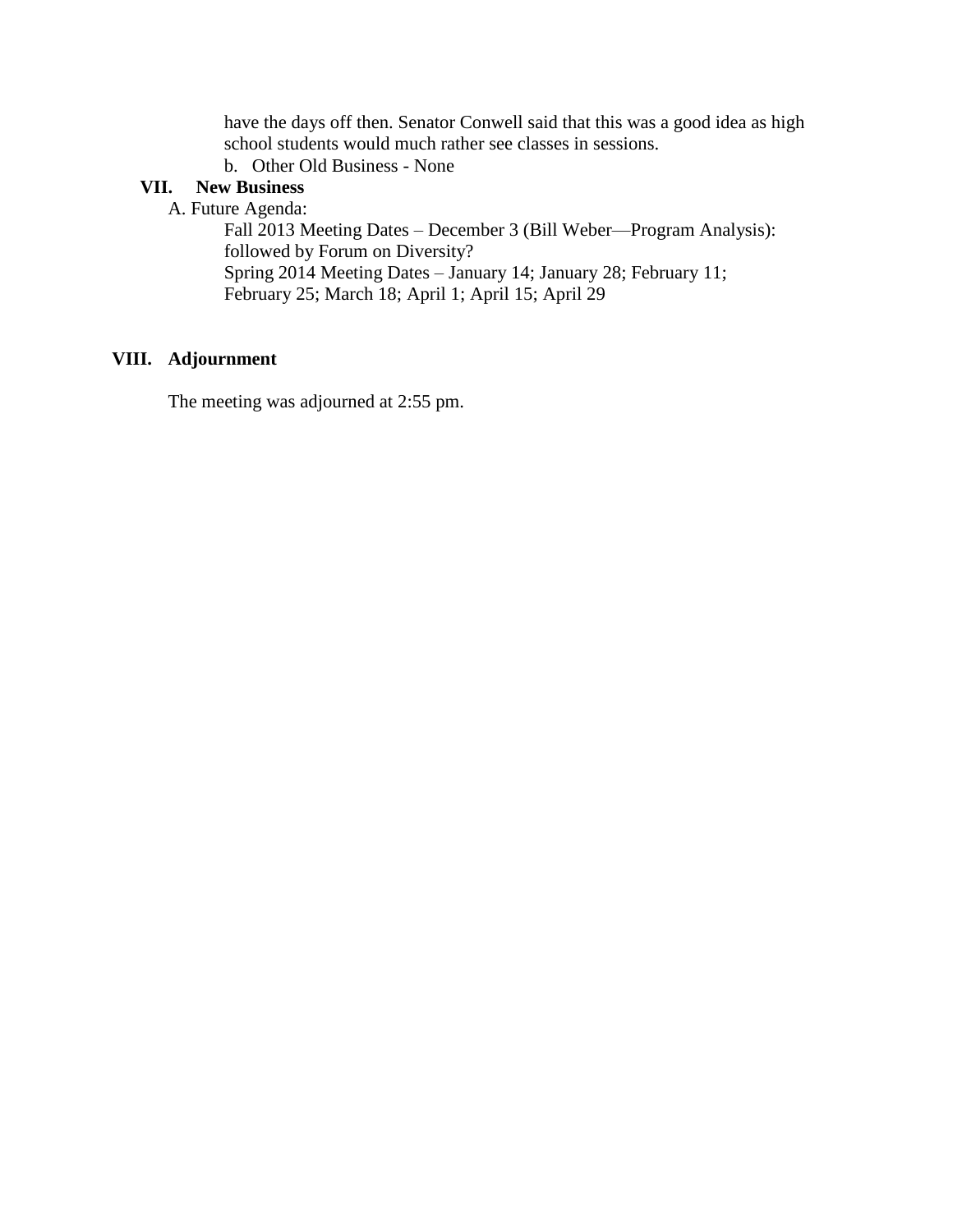have the days off then. Senator Conwell said that this was a good idea as high school students would much rather see classes in sessions.

b. Other Old Business - None

## VII. New Business

A. Future Agenda:

Fall 2013 Meeting Dates – December 3 (Bill Weber—Program Analysis): followed by Forum on Diversity?

Spring 2014 Meeting Dates – January 14; January 28; February 11; February 25; March 18; April 1; April 15; April 29

## VIII. Adjournment

The meeting was adjourned at 2:55 pm.